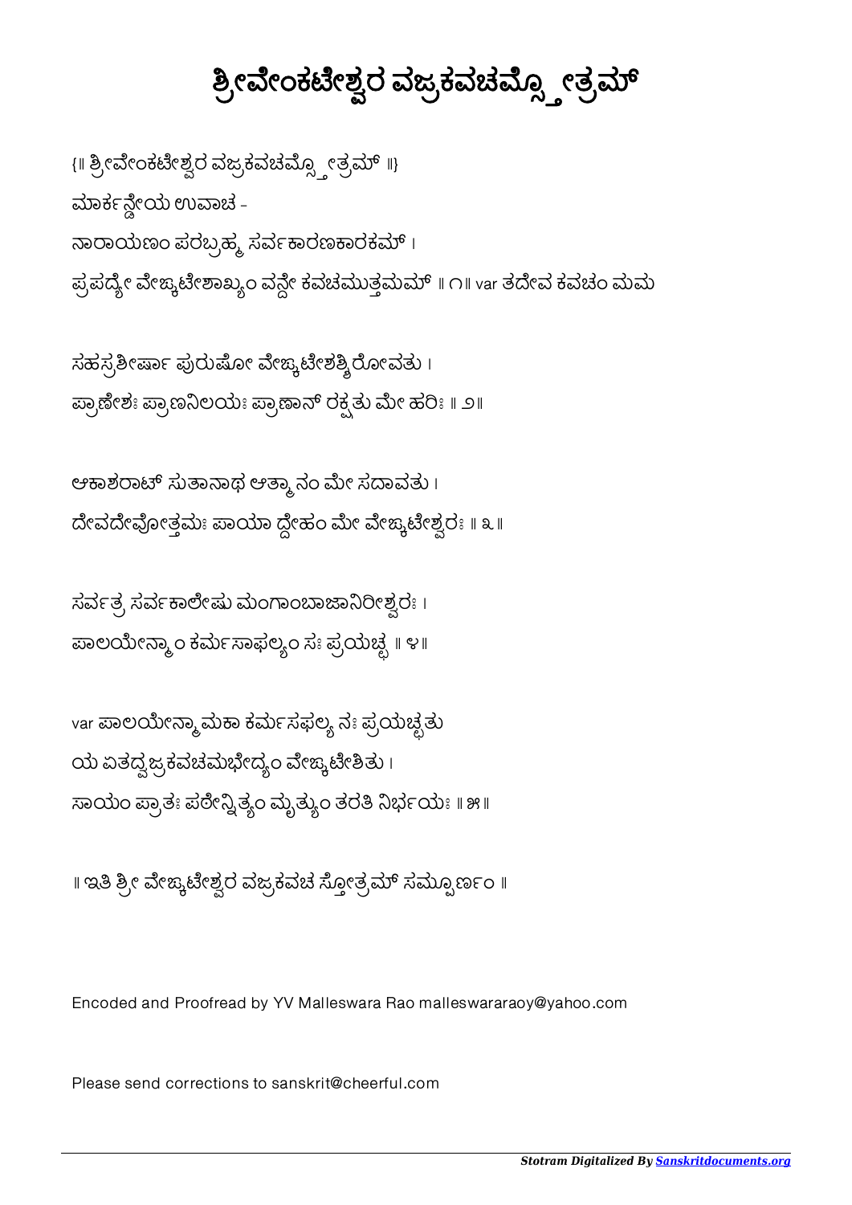# ಶ್ರೀವೇಂಕಟೇಶ್ವರ ವಜ್ರಕವಚಮ್ಸ್ತೋತ್ರಮ್

{॥ ಶ್ರೀವೇಂಕಟೇಶ್ವರ ವಜ್ರಕವಚಮ್ಸ್ತೋತ್ರಮ್ ॥}

ಮಾರ್ಕಣ್ಡೇಯ ಉವಾಚ -

ನಾರಾಯಣಂ ಪರಬ್ರಹ್ಮ ಸರ್ವಕಾರಣಕಾರಕಮ್ ।

ಪ್ರಪದ್ಯೇ ವೇಙ್ಕಟೇಶಾಖ್ಯಂ ವನ್ದೇ ಕವಚಮುತ್ತಮಮ್ ॥ ೧॥ var ತದೇವ ಕವಚಂ ಮಮ

ಸಹಸ್ರಶೀರ್ಷಾ ಪುರುಷೋ ವೇಙ್ಕಟೇಶಶ್ಶಿರೋಽವತು ।

ಪ್ರಾಣೇಶಃ ಪ್ರಾಣನಿಲಯಃ ಪ್ರಾಣಾನ್ ರಕ್ಷತು ಮೇ ಹರಿಃ ॥ ೨॥

ಆಕಾಶರಾಟ್ ಸುತಾನಾಥ ಆತ್ಮಾನಂ ಮೇ ಸದಾವತು ।

ದೇವದೇವೋತ್ತಮಃ ಪಾಯಾ ದ್ದೇಹಂ ಮೇ ವೇಙ್ಕಟೇಶ್ವರಃ ॥ ೩॥

ಸರ್ವತ್ರ ಸರ್ವಕಾಲೇಷು ಮಂಗಾಂಬಾಜಾನಿರೀಶ್ವರಃ ।

ಪಾಲಯೇನ್ಮಾಂ ಕರ್ಮಸಾಫಲ್ಯಂ ಸಃ ಪ್ರಯಚ್ಛ ॥ ೪॥

var ಪಾಲಯೇನ್ಮಾಮಕಾ ಕರ್ಮಸಫಲ್ಯ ನಃ ಪ್ರಯಚ್ಛತು

ಯ ಏತದ್ವಜ್ರಕವಚಮಭೇದ್ಯಂ ವೇಙ್ಕಟೇಶಿತು ।

ಸಾಯಂ ಪ್ರಾತಃ ಪಠೇನ್ನಿತ್ಯಂ ಮೃತ್ಯುಂ ತರತಿ ನಿರ್ಭಯಃ ॥ ೫॥

॥ ಇತಿ ಶ್ರೀ ವೇಙ್ಕಟೇಶ್ವರ ವಜ್ರಕವಚ ಸ್ತೋತ್ರಮ್ ಸಮ್ಪೂರ್ಣಂ ॥

Encoded and Proofread by YV Malleswara Rao malleswararaoy@yahoo.com

Please send corrections to sanskrit@cheerful.com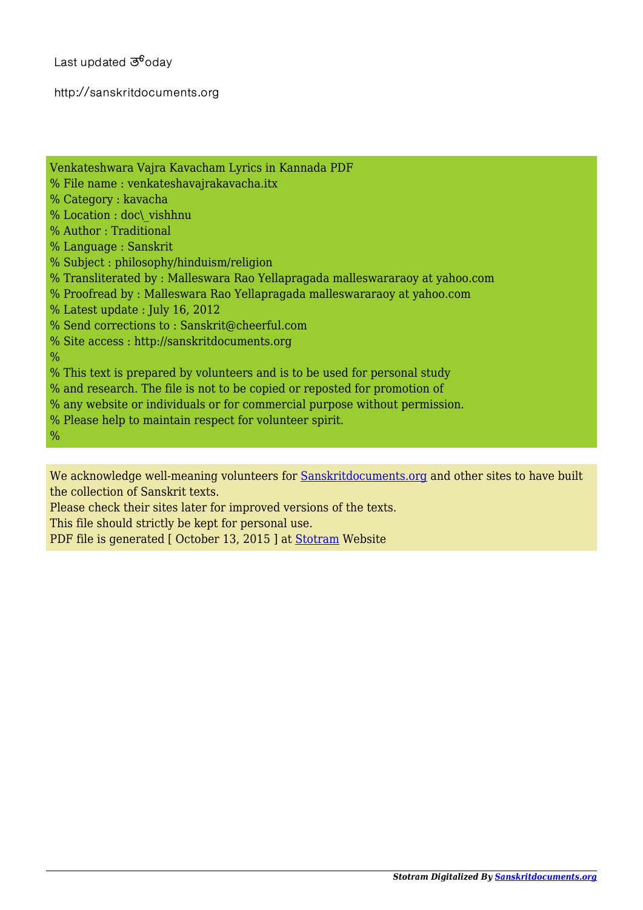Last updated ತ್oday

http://sanskritdocuments.org

Venkateshwara Vajra Kavacham Lyrics in Kannada PDF
% File name : venkateshavajrakavacha.itx
% Category : kavacha
% Location : doc\_vishhnu
% Author : Traditional
% Language : Sanskrit
% Subject : philosophy/hinduism/religion
% Transliterated by : Malleswara Rao Yellapragada malleswararaoy at yahoo.com
% Proofread by : Malleswara Rao Yellapragada malleswararaoy at yahoo.com
% Latest update : July 16, 2012
% Send corrections to : Sanskrit@cheerful.com
% Site access : http://sanskritdocuments.org
%
% This text is prepared by volunteers and is to be used for personal study
% and research. The file is not to be copied or reposted for promotion of
% any website or individuals or for commercial purpose without permission.
% Please help to maintain respect for volunteer spirit.
%

We acknowledge well-meaning volunteers for Sanskritdocuments.org and other sites to have built the collection of Sanskrit texts.
Please check their sites later for improved versions of the texts.
This file should strictly be kept for personal use.
PDF file is generated [ October 13, 2015 ] at Stotram Website

***Stotram Digitalized By Sanskritdocuments.org***